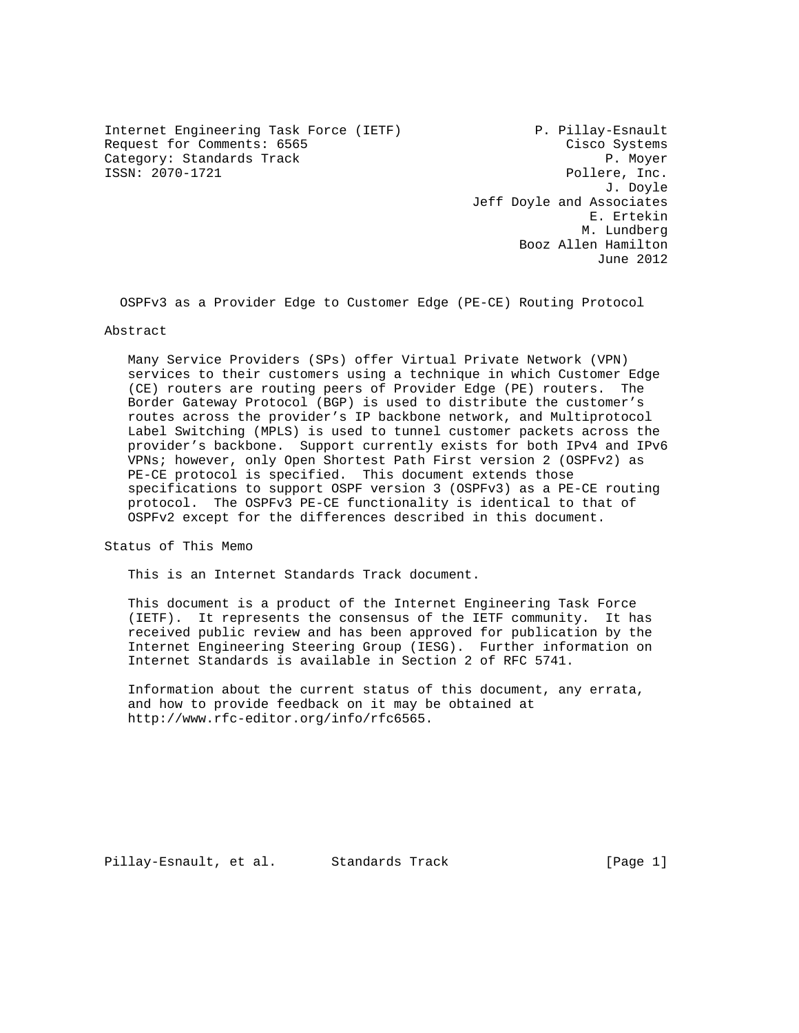Internet Engineering Task Force (IETF)  
Request for Comments: 6565  
Category: Standards Track  
ISSN: 2070-1721

P. Pillay-Esnault  
Cisco Systems  
P. Moyer  
Pollere, Inc.  
J. Doyle  
Jeff Doyle and Associates  
E. Ertekin  
M. Lundberg  
Booz Allen Hamilton  
June 2012

# OSPFv3 as a Provider Edge to Customer Edge (PE-CE) Routing Protocol

## Abstract

Many Service Providers (SPs) offer Virtual Private Network (VPN) services to their customers using a technique in which Customer Edge (CE) routers are routing peers of Provider Edge (PE) routers. The Border Gateway Protocol (BGP) is used to distribute the customer's routes across the provider's IP backbone network, and Multiprotocol Label Switching (MPLS) is used to tunnel customer packets across the provider's backbone. Support currently exists for both IPv4 and IPv6 VPNs; however, only Open Shortest Path First version 2 (OSPFv2) as PE-CE protocol is specified. This document extends those specifications to support OSPF version 3 (OSPFv3) as a PE-CE routing protocol. The OSPFv3 PE-CE functionality is identical to that of OSPFv2 except for the differences described in this document.

## Status of This Memo

This is an Internet Standards Track document.

This document is a product of the Internet Engineering Task Force (IETF). It represents the consensus of the IETF community. It has received public review and has been approved for publication by the Internet Engineering Steering Group (IESG). Further information on Internet Standards is available in Section 2 of RFC 5741.

Information about the current status of this document, any errata, and how to provide feedback on it may be obtained at http://www.rfc-editor.org/info/rfc6565.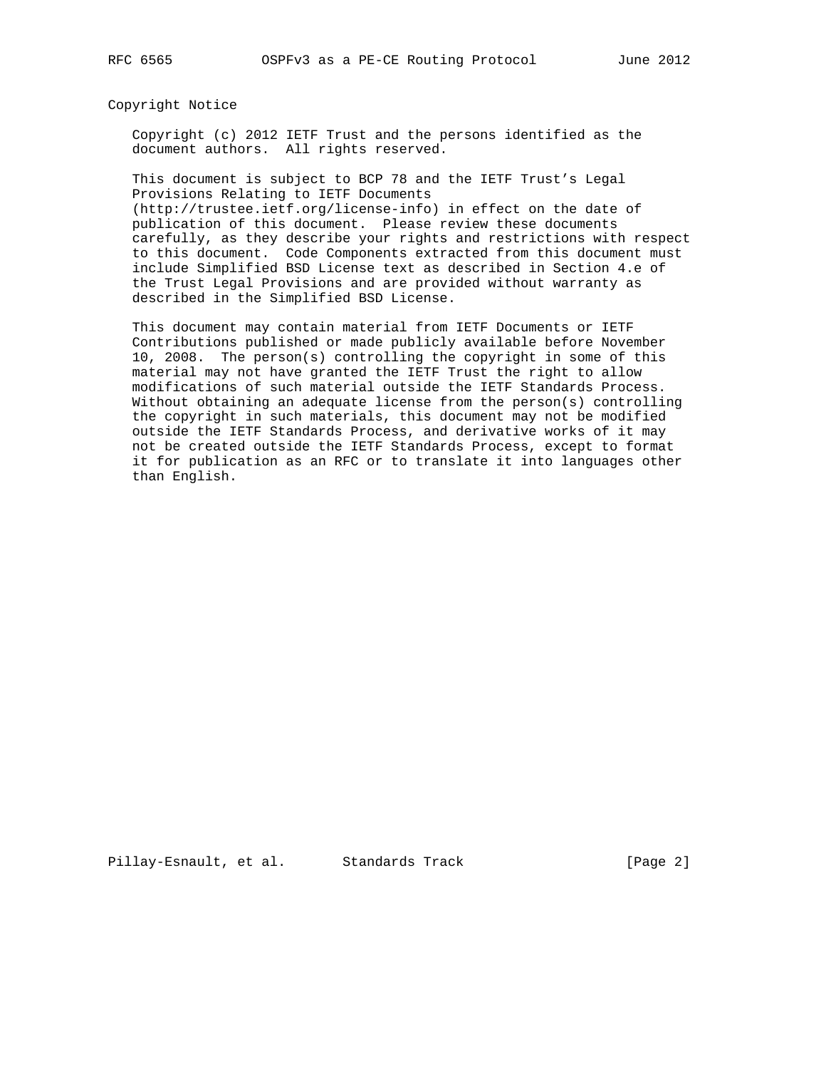## Copyright Notice

Copyright (c) 2012 IETF Trust and the persons identified as the document authors. All rights reserved.

This document is subject to BCP 78 and the IETF Trust's Legal Provisions Relating to IETF Documents (http://trustee.ietf.org/license-info) in effect on the date of publication of this document. Please review these documents carefully, as they describe your rights and restrictions with respect to this document. Code Components extracted from this document must include Simplified BSD License text as described in Section 4.e of the Trust Legal Provisions and are provided without warranty as described in the Simplified BSD License.

This document may contain material from IETF Documents or IETF Contributions published or made publicly available before November 10, 2008. The person(s) controlling the copyright in some of this material may not have granted the IETF Trust the right to allow modifications of such material outside the IETF Standards Process. Without obtaining an adequate license from the person(s) controlling the copyright in such materials, this document may not be modified outside the IETF Standards Process, and derivative works of it may not be created outside the IETF Standards Process, except to format it for publication as an RFC or to translate it into languages other than English.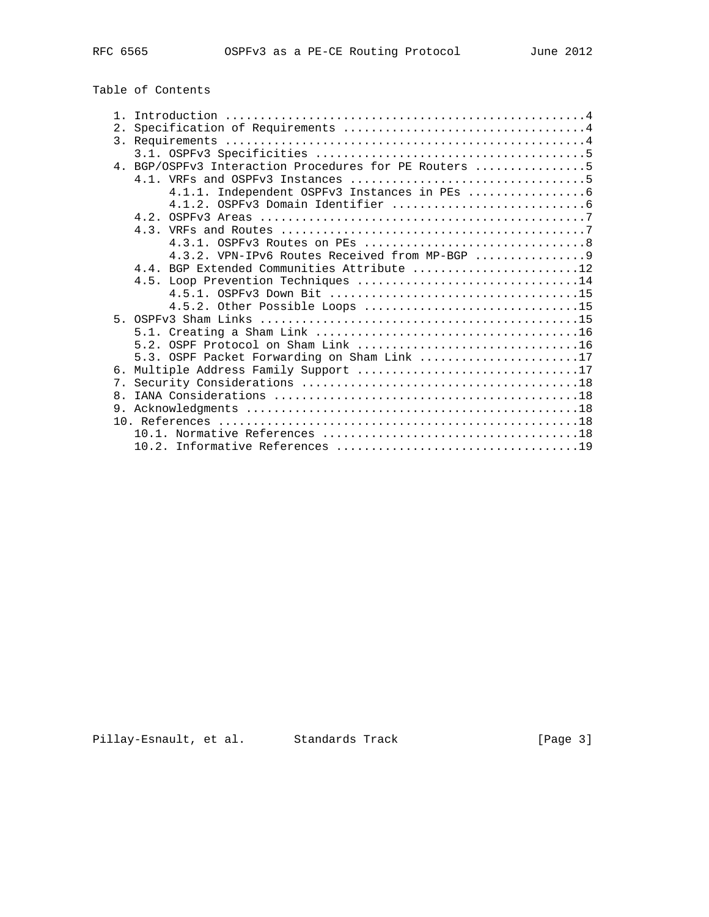Table of Contents

```
   1. Introduction ....................................................4
   2. Specification of Requirements ...................................4
   3. Requirements ....................................................4
      3.1. OSPFv3 Specificities .......................................5
   4. BGP/OSPFv3 Interaction Procedures for PE Routers ................5
      4.1. VRFs and OSPFv3 Instances ..................................5
           4.1.1. Independent OSPFv3 Instances in PEs .................6
           4.1.2. OSPFv3 Domain Identifier ............................6
      4.2. OSPFv3 Areas ...............................................7
      4.3. VRFs and Routes ............................................7
           4.3.1. OSPFv3 Routes on PEs ................................8
           4.3.2. VPN-IPv6 Routes Received from MP-BGP ................9
      4.4. BGP Extended Communities Attribute ........................12
      4.5. Loop Prevention Techniques ................................14
           4.5.1. OSPFv3 Down Bit ....................................15
           4.5.2. Other Possible Loops ...............................15
   5. OSPFv3 Sham Links ..............................................15
      5.1. Creating a Sham Link ......................................16
      5.2. OSPF Protocol on Sham Link ................................16
      5.3. OSPF Packet Forwarding on Sham Link .......................17
   6. Multiple Address Family Support ................................17
   7. Security Considerations ........................................18
   8. IANA Considerations ............................................18
   9. Acknowledgments ................................................18
   10. References ....................................................18
      10.1. Normative References .....................................18
      10.2. Informative References ...................................19
```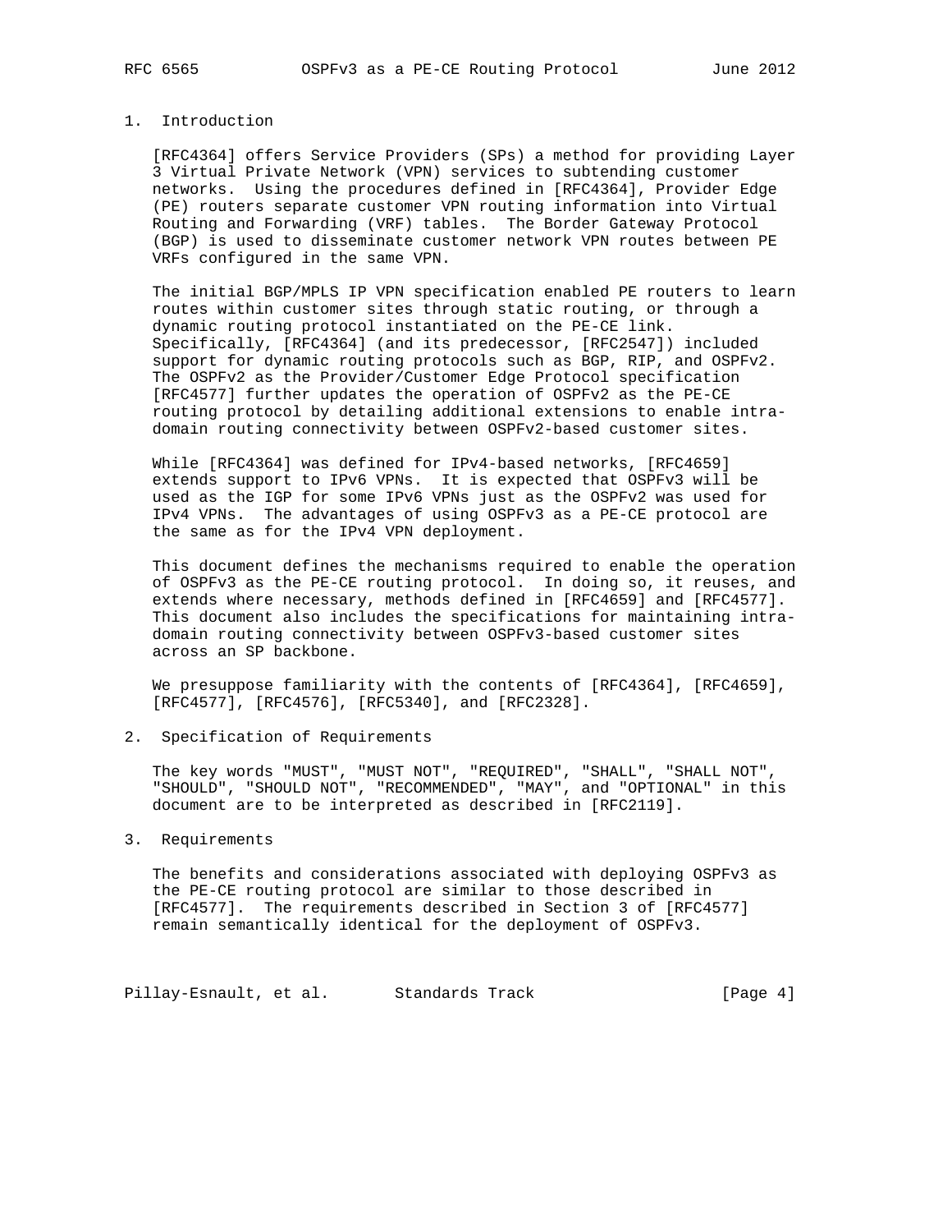## 1. Introduction

[RFC4364] offers Service Providers (SPs) a method for providing Layer 3 Virtual Private Network (VPN) services to subtending customer networks. Using the procedures defined in [RFC4364], Provider Edge (PE) routers separate customer VPN routing information into Virtual Routing and Forwarding (VRF) tables. The Border Gateway Protocol (BGP) is used to disseminate customer network VPN routes between PE VRFs configured in the same VPN.

The initial BGP/MPLS IP VPN specification enabled PE routers to learn routes within customer sites through static routing, or through a dynamic routing protocol instantiated on the PE-CE link. Specifically, [RFC4364] (and its predecessor, [RFC2547]) included support for dynamic routing protocols such as BGP, RIP, and OSPFv2. The OSPFv2 as the Provider/Customer Edge Protocol specification [RFC4577] further updates the operation of OSPFv2 as the PE-CE routing protocol by detailing additional extensions to enable intra-domain routing connectivity between OSPFv2-based customer sites.

While [RFC4364] was defined for IPv4-based networks, [RFC4659] extends support to IPv6 VPNs. It is expected that OSPFv3 will be used as the IGP for some IPv6 VPNs just as the OSPFv2 was used for IPv4 VPNs. The advantages of using OSPFv3 as a PE-CE protocol are the same as for the IPv4 VPN deployment.

This document defines the mechanisms required to enable the operation of OSPFv3 as the PE-CE routing protocol. In doing so, it reuses, and extends where necessary, methods defined in [RFC4659] and [RFC4577]. This document also includes the specifications for maintaining intra-domain routing connectivity between OSPFv3-based customer sites across an SP backbone.

We presuppose familiarity with the contents of [RFC4364], [RFC4659], [RFC4577], [RFC4576], [RFC5340], and [RFC2328].

## 2. Specification of Requirements

The key words "MUST", "MUST NOT", "REQUIRED", "SHALL", "SHALL NOT", "SHOULD", "SHOULD NOT", "RECOMMENDED", "MAY", and "OPTIONAL" in this document are to be interpreted as described in [RFC2119].

## 3. Requirements

The benefits and considerations associated with deploying OSPFv3 as the PE-CE routing protocol are similar to those described in [RFC4577]. The requirements described in Section 3 of [RFC4577] remain semantically identical for the deployment of OSPFv3.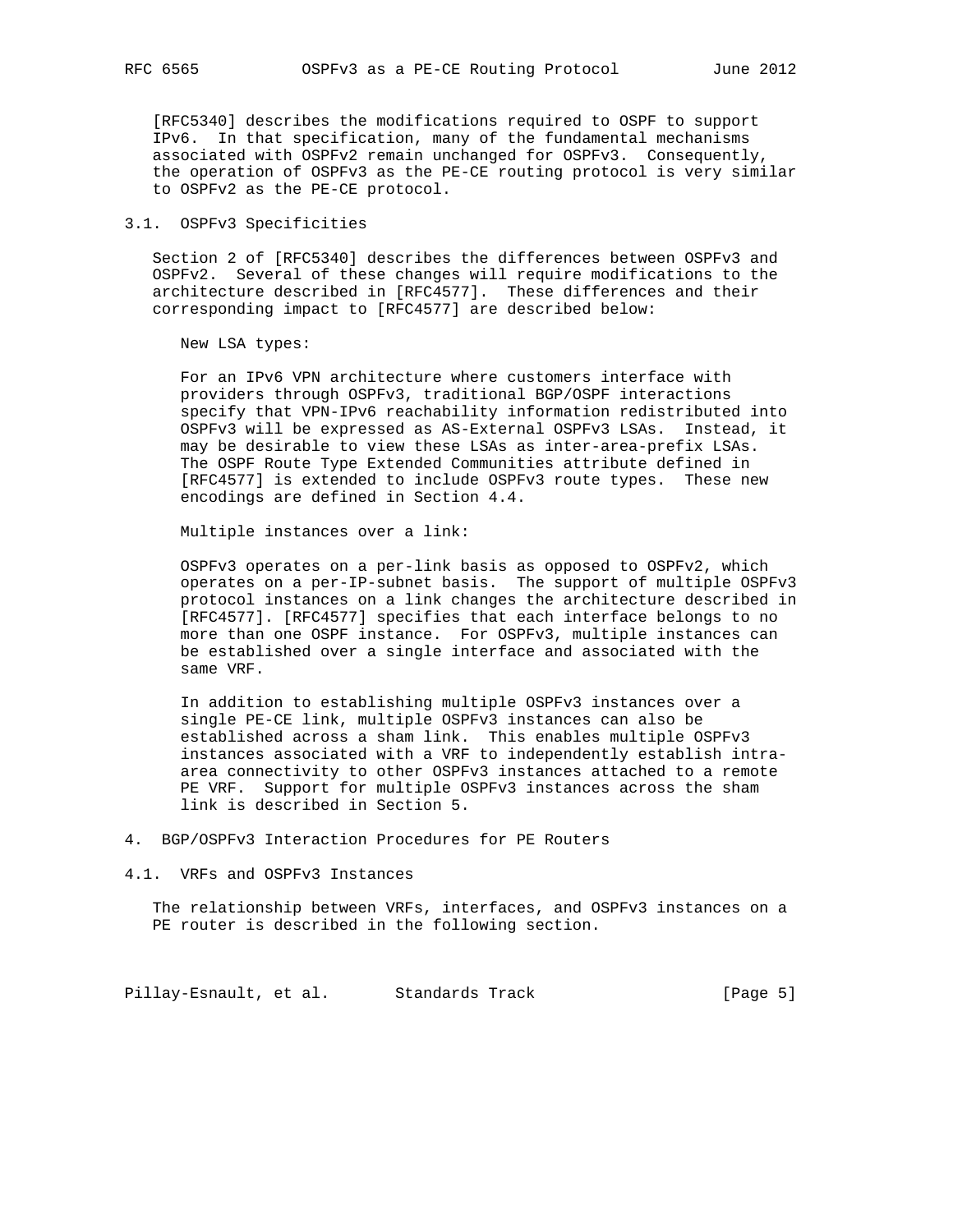[RFC5340] describes the modifications required to OSPF to support IPv6. In that specification, many of the fundamental mechanisms associated with OSPFv2 remain unchanged for OSPFv3. Consequently, the operation of OSPFv3 as the PE-CE routing protocol is very similar to OSPFv2 as the PE-CE protocol.

### 3.1. OSPFv3 Specificities

Section 2 of [RFC5340] describes the differences between OSPFv3 and OSPFv2. Several of these changes will require modifications to the architecture described in [RFC4577]. These differences and their corresponding impact to [RFC4577] are described below:

New LSA types:

For an IPv6 VPN architecture where customers interface with providers through OSPFv3, traditional BGP/OSPF interactions specify that VPN-IPv6 reachability information redistributed into OSPFv3 will be expressed as AS-External OSPFv3 LSAs. Instead, it may be desirable to view these LSAs as inter-area-prefix LSAs. The OSPF Route Type Extended Communities attribute defined in [RFC4577] is extended to include OSPFv3 route types. These new encodings are defined in Section 4.4.

Multiple instances over a link:

OSPFv3 operates on a per-link basis as opposed to OSPFv2, which operates on a per-IP-subnet basis. The support of multiple OSPFv3 protocol instances on a link changes the architecture described in [RFC4577]. [RFC4577] specifies that each interface belongs to no more than one OSPF instance. For OSPFv3, multiple instances can be established over a single interface and associated with the same VRF.

In addition to establishing multiple OSPFv3 instances over a single PE-CE link, multiple OSPFv3 instances can also be established across a sham link. This enables multiple OSPFv3 instances associated with a VRF to independently establish intra-area connectivity to other OSPFv3 instances attached to a remote PE VRF. Support for multiple OSPFv3 instances across the sham link is described in Section 5.

## 4. BGP/OSPFv3 Interaction Procedures for PE Routers

### 4.1. VRFs and OSPFv3 Instances

The relationship between VRFs, interfaces, and OSPFv3 instances on a PE router is described in the following section.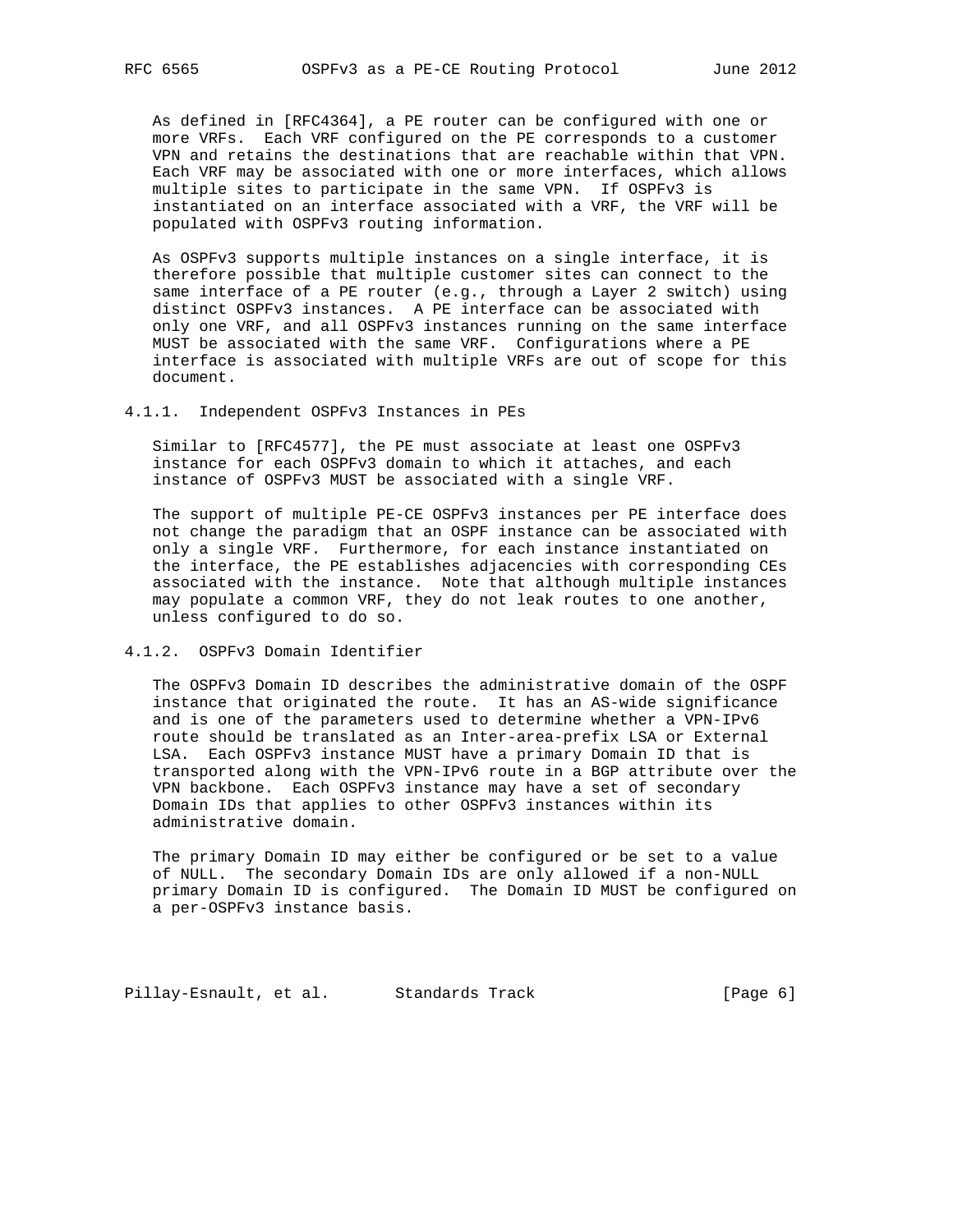As defined in [RFC4364], a PE router can be configured with one or more VRFs. Each VRF configured on the PE corresponds to a customer VPN and retains the destinations that are reachable within that VPN. Each VRF may be associated with one or more interfaces, which allows multiple sites to participate in the same VPN. If OSPFv3 is instantiated on an interface associated with a VRF, the VRF will be populated with OSPFv3 routing information.

As OSPFv3 supports multiple instances on a single interface, it is therefore possible that multiple customer sites can connect to the same interface of a PE router (e.g., through a Layer 2 switch) using distinct OSPFv3 instances. A PE interface can be associated with only one VRF, and all OSPFv3 instances running on the same interface MUST be associated with the same VRF. Configurations where a PE interface is associated with multiple VRFs are out of scope for this document.

### 4.1.1. Independent OSPFv3 Instances in PEs

Similar to [RFC4577], the PE must associate at least one OSPFv3 instance for each OSPFv3 domain to which it attaches, and each instance of OSPFv3 MUST be associated with a single VRF.

The support of multiple PE-CE OSPFv3 instances per PE interface does not change the paradigm that an OSPF instance can be associated with only a single VRF. Furthermore, for each instance instantiated on the interface, the PE establishes adjacencies with corresponding CEs associated with the instance. Note that although multiple instances may populate a common VRF, they do not leak routes to one another, unless configured to do so.

### 4.1.2. OSPFv3 Domain Identifier

The OSPFv3 Domain ID describes the administrative domain of the OSPF instance that originated the route. It has an AS-wide significance and is one of the parameters used to determine whether a VPN-IPv6 route should be translated as an Inter-area-prefix LSA or External LSA. Each OSPFv3 instance MUST have a primary Domain ID that is transported along with the VPN-IPv6 route in a BGP attribute over the VPN backbone. Each OSPFv3 instance may have a set of secondary Domain IDs that applies to other OSPFv3 instances within its administrative domain.

The primary Domain ID may either be configured or be set to a value of NULL. The secondary Domain IDs are only allowed if a non-NULL primary Domain ID is configured. The Domain ID MUST be configured on a per-OSPFv3 instance basis.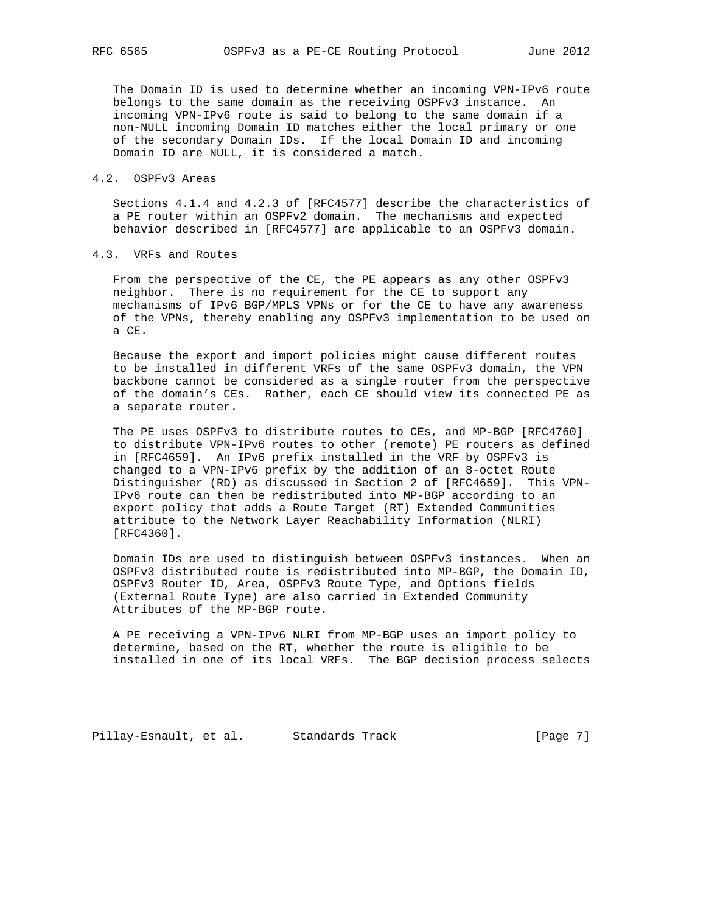The Domain ID is used to determine whether an incoming VPN-IPv6 route belongs to the same domain as the receiving OSPFv3 instance. An incoming VPN-IPv6 route is said to belong to the same domain if a non-NULL incoming Domain ID matches either the local primary or one of the secondary Domain IDs. If the local Domain ID and incoming Domain ID are NULL, it is considered a match.

### 4.2. OSPFv3 Areas

Sections 4.1.4 and 4.2.3 of [RFC4577] describe the characteristics of a PE router within an OSPFv2 domain. The mechanisms and expected behavior described in [RFC4577] are applicable to an OSPFv3 domain.

### 4.3. VRFs and Routes

From the perspective of the CE, the PE appears as any other OSPFv3 neighbor. There is no requirement for the CE to support any mechanisms of IPv6 BGP/MPLS VPNs or for the CE to have any awareness of the VPNs, thereby enabling any OSPFv3 implementation to be used on a CE.

Because the export and import policies might cause different routes to be installed in different VRFs of the same OSPFv3 domain, the VPN backbone cannot be considered as a single router from the perspective of the domain's CEs. Rather, each CE should view its connected PE as a separate router.

The PE uses OSPFv3 to distribute routes to CEs, and MP-BGP [RFC4760] to distribute VPN-IPv6 routes to other (remote) PE routers as defined in [RFC4659]. An IPv6 prefix installed in the VRF by OSPFv3 is changed to a VPN-IPv6 prefix by the addition of an 8-octet Route Distinguisher (RD) as discussed in Section 2 of [RFC4659]. This VPN-IPv6 route can then be redistributed into MP-BGP according to an export policy that adds a Route Target (RT) Extended Communities attribute to the Network Layer Reachability Information (NLRI) [RFC4360].

Domain IDs are used to distinguish between OSPFv3 instances. When an OSPFv3 distributed route is redistributed into MP-BGP, the Domain ID, OSPFv3 Router ID, Area, OSPFv3 Route Type, and Options fields (External Route Type) are also carried in Extended Community Attributes of the MP-BGP route.

A PE receiving a VPN-IPv6 NLRI from MP-BGP uses an import policy to determine, based on the RT, whether the route is eligible to be installed in one of its local VRFs. The BGP decision process selects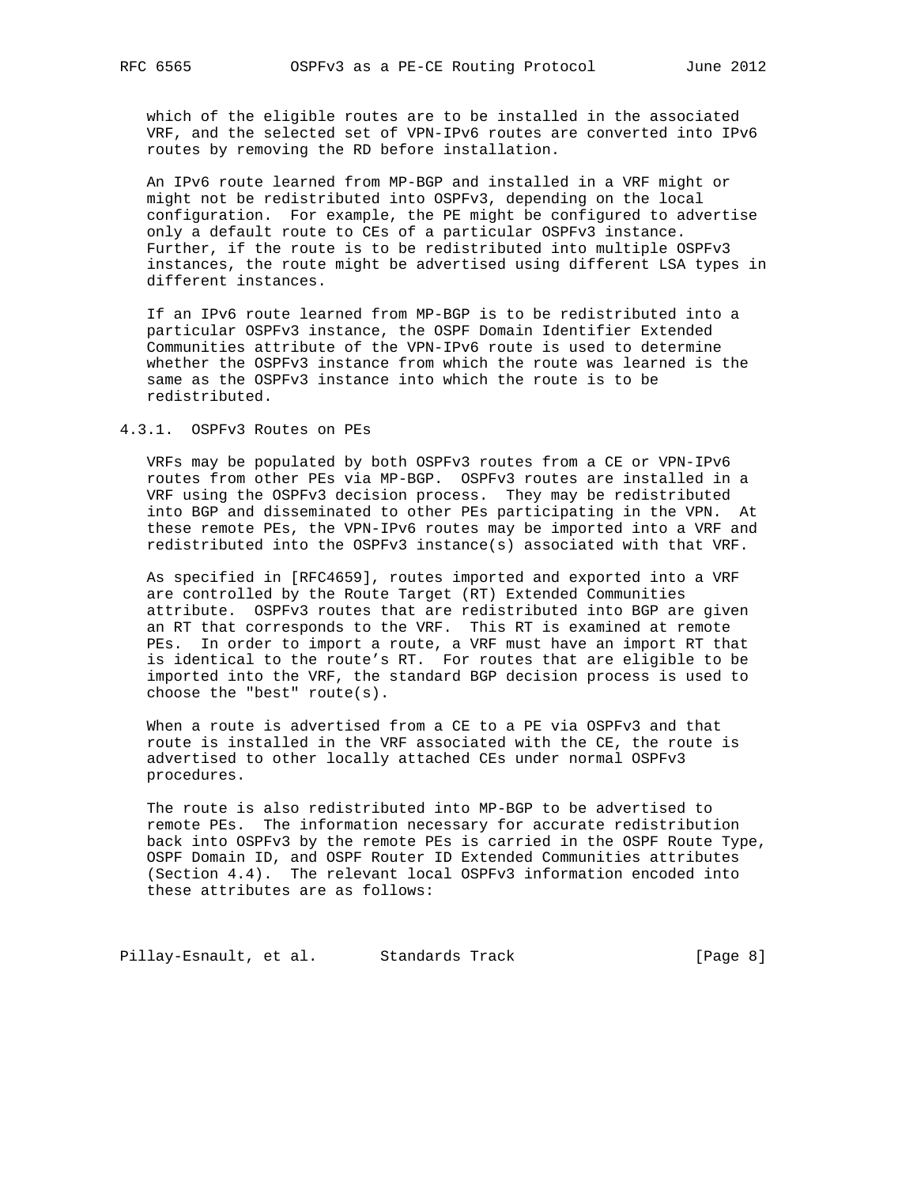which of the eligible routes are to be installed in the associated VRF, and the selected set of VPN-IPv6 routes are converted into IPv6 routes by removing the RD before installation.

An IPv6 route learned from MP-BGP and installed in a VRF might or might not be redistributed into OSPFv3, depending on the local configuration. For example, the PE might be configured to advertise only a default route to CEs of a particular OSPFv3 instance. Further, if the route is to be redistributed into multiple OSPFv3 instances, the route might be advertised using different LSA types in different instances.

If an IPv6 route learned from MP-BGP is to be redistributed into a particular OSPFv3 instance, the OSPF Domain Identifier Extended Communities attribute of the VPN-IPv6 route is used to determine whether the OSPFv3 instance from which the route was learned is the same as the OSPFv3 instance into which the route is to be redistributed.

### 4.3.1. OSPFv3 Routes on PEs

VRFs may be populated by both OSPFv3 routes from a CE or VPN-IPv6 routes from other PEs via MP-BGP. OSPFv3 routes are installed in a VRF using the OSPFv3 decision process. They may be redistributed into BGP and disseminated to other PEs participating in the VPN. At these remote PEs, the VPN-IPv6 routes may be imported into a VRF and redistributed into the OSPFv3 instance(s) associated with that VRF.

As specified in [RFC4659], routes imported and exported into a VRF are controlled by the Route Target (RT) Extended Communities attribute. OSPFv3 routes that are redistributed into BGP are given an RT that corresponds to the VRF. This RT is examined at remote PEs. In order to import a route, a VRF must have an import RT that is identical to the route's RT. For routes that are eligible to be imported into the VRF, the standard BGP decision process is used to choose the "best" route(s).

When a route is advertised from a CE to a PE via OSPFv3 and that route is installed in the VRF associated with the CE, the route is advertised to other locally attached CEs under normal OSPFv3 procedures.

The route is also redistributed into MP-BGP to be advertised to remote PEs. The information necessary for accurate redistribution back into OSPFv3 by the remote PEs is carried in the OSPF Route Type, OSPF Domain ID, and OSPF Router ID Extended Communities attributes (Section 4.4). The relevant local OSPFv3 information encoded into these attributes are as follows: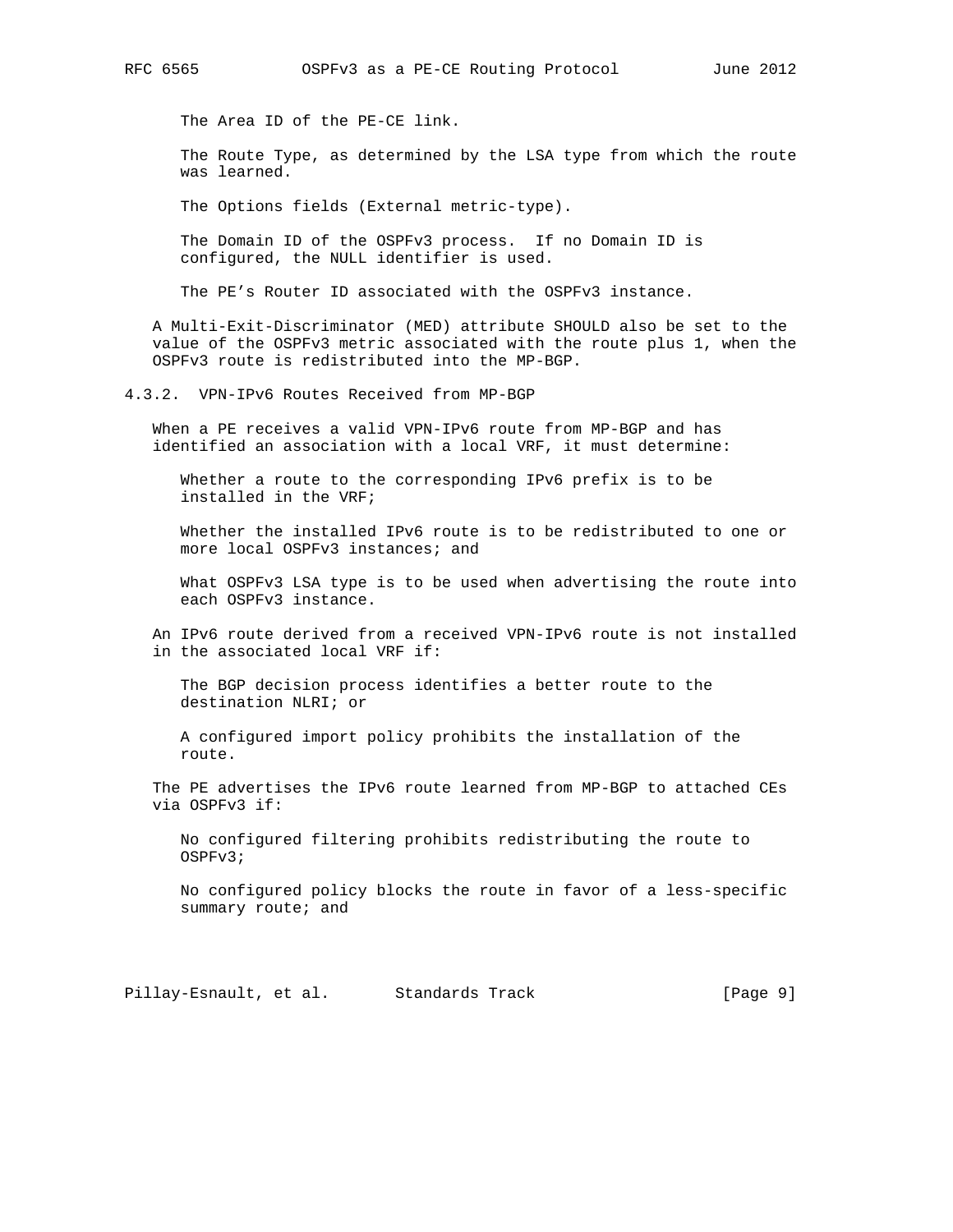The Area ID of the PE-CE link.

The Route Type, as determined by the LSA type from which the route was learned.

The Options fields (External metric-type).

The Domain ID of the OSPFv3 process. If no Domain ID is configured, the NULL identifier is used.

The PE's Router ID associated with the OSPFv3 instance.

A Multi-Exit-Discriminator (MED) attribute SHOULD also be set to the value of the OSPFv3 metric associated with the route plus 1, when the OSPFv3 route is redistributed into the MP-BGP.

### 4.3.2. VPN-IPv6 Routes Received from MP-BGP

When a PE receives a valid VPN-IPv6 route from MP-BGP and has identified an association with a local VRF, it must determine:

Whether a route to the corresponding IPv6 prefix is to be installed in the VRF;

Whether the installed IPv6 route is to be redistributed to one or more local OSPFv3 instances; and

What OSPFv3 LSA type is to be used when advertising the route into each OSPFv3 instance.

An IPv6 route derived from a received VPN-IPv6 route is not installed in the associated local VRF if:

The BGP decision process identifies a better route to the destination NLRI; or

A configured import policy prohibits the installation of the route.

The PE advertises the IPv6 route learned from MP-BGP to attached CEs via OSPFv3 if:

No configured filtering prohibits redistributing the route to OSPFv3;

No configured policy blocks the route in favor of a less-specific summary route; and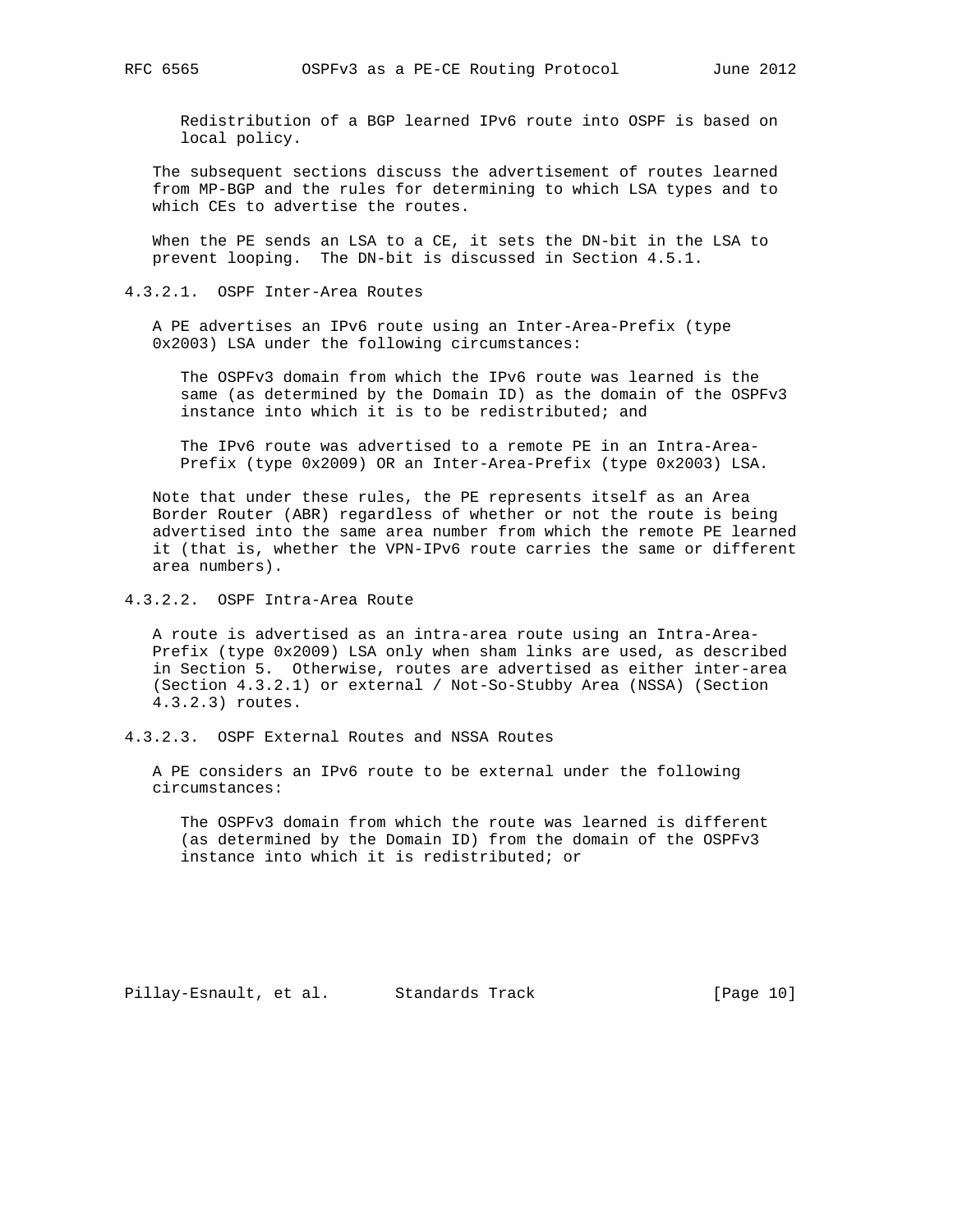Redistribution of a BGP learned IPv6 route into OSPF is based on local policy.

The subsequent sections discuss the advertisement of routes learned from MP-BGP and the rules for determining to which LSA types and to which CEs to advertise the routes.

When the PE sends an LSA to a CE, it sets the DN-bit in the LSA to prevent looping. The DN-bit is discussed in Section 4.5.1.

#### 4.3.2.1. OSPF Inter-Area Routes

A PE advertises an IPv6 route using an Inter-Area-Prefix (type 0x2003) LSA under the following circumstances:

The OSPFv3 domain from which the IPv6 route was learned is the same (as determined by the Domain ID) as the domain of the OSPFv3 instance into which it is to be redistributed; and

The IPv6 route was advertised to a remote PE in an Intra-Area-Prefix (type 0x2009) OR an Inter-Area-Prefix (type 0x2003) LSA.

Note that under these rules, the PE represents itself as an Area Border Router (ABR) regardless of whether or not the route is being advertised into the same area number from which the remote PE learned it (that is, whether the VPN-IPv6 route carries the same or different area numbers).

#### 4.3.2.2. OSPF Intra-Area Route

A route is advertised as an intra-area route using an Intra-Area-Prefix (type 0x2009) LSA only when sham links are used, as described in Section 5. Otherwise, routes are advertised as either inter-area (Section 4.3.2.1) or external / Not-So-Stubby Area (NSSA) (Section 4.3.2.3) routes.

#### 4.3.2.3. OSPF External Routes and NSSA Routes

A PE considers an IPv6 route to be external under the following circumstances:

The OSPFv3 domain from which the route was learned is different (as determined by the Domain ID) from the domain of the OSPFv3 instance into which it is redistributed; or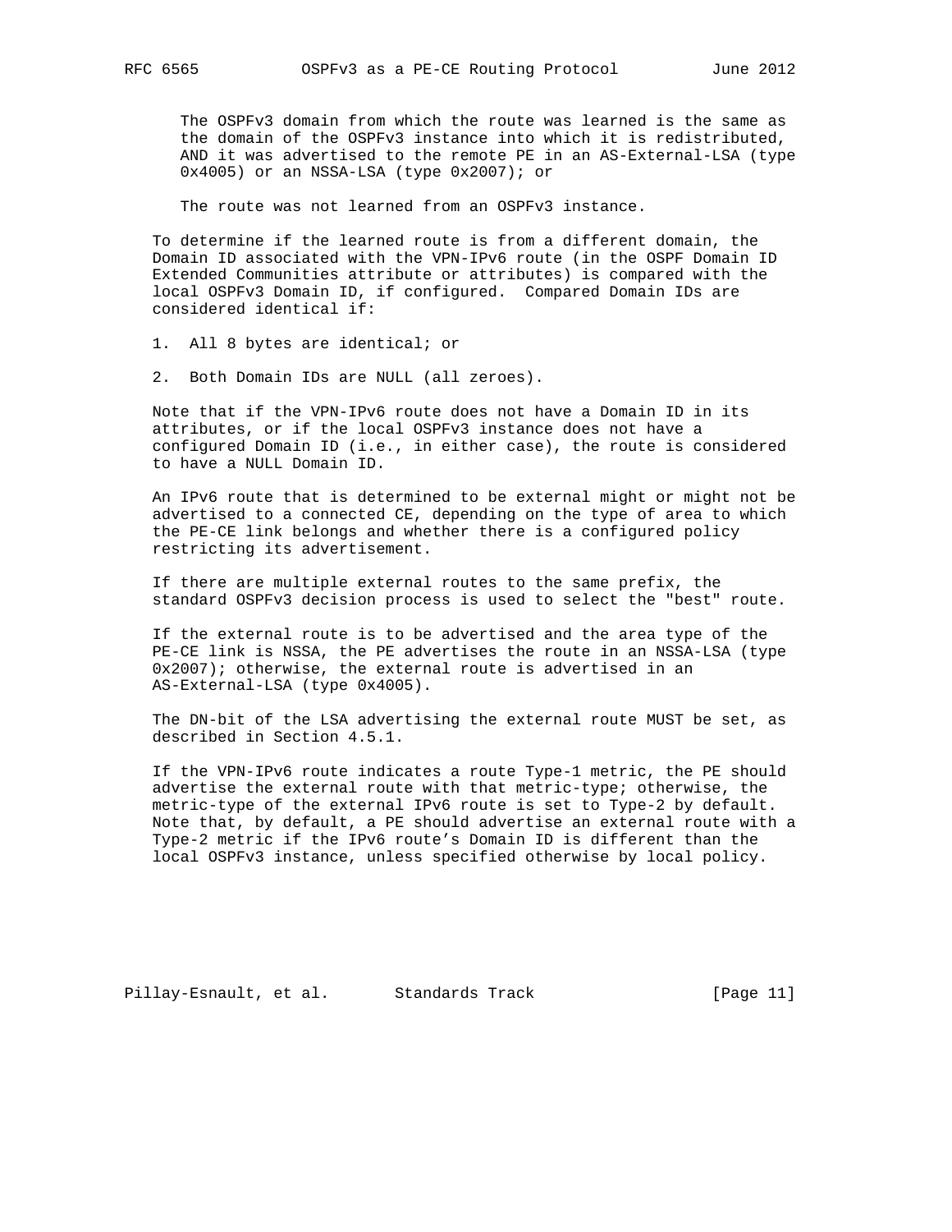The OSPFv3 domain from which the route was learned is the same as the domain of the OSPFv3 instance into which it is redistributed, AND it was advertised to the remote PE in an AS-External-LSA (type 0x4005) or an NSSA-LSA (type 0x2007); or

The route was not learned from an OSPFv3 instance.

To determine if the learned route is from a different domain, the Domain ID associated with the VPN-IPv6 route (in the OSPF Domain ID Extended Communities attribute or attributes) is compared with the local OSPFv3 Domain ID, if configured. Compared Domain IDs are considered identical if:

1. All 8 bytes are identical; or

2. Both Domain IDs are NULL (all zeroes).

Note that if the VPN-IPv6 route does not have a Domain ID in its attributes, or if the local OSPFv3 instance does not have a configured Domain ID (i.e., in either case), the route is considered to have a NULL Domain ID.

An IPv6 route that is determined to be external might or might not be advertised to a connected CE, depending on the type of area to which the PE-CE link belongs and whether there is a configured policy restricting its advertisement.

If there are multiple external routes to the same prefix, the standard OSPFv3 decision process is used to select the "best" route.

If the external route is to be advertised and the area type of the PE-CE link is NSSA, the PE advertises the route in an NSSA-LSA (type 0x2007); otherwise, the external route is advertised in an AS-External-LSA (type 0x4005).

The DN-bit of the LSA advertising the external route MUST be set, as described in Section 4.5.1.

If the VPN-IPv6 route indicates a route Type-1 metric, the PE should advertise the external route with that metric-type; otherwise, the metric-type of the external IPv6 route is set to Type-2 by default. Note that, by default, a PE should advertise an external route with a Type-2 metric if the IPv6 route's Domain ID is different than the local OSPFv3 instance, unless specified otherwise by local policy.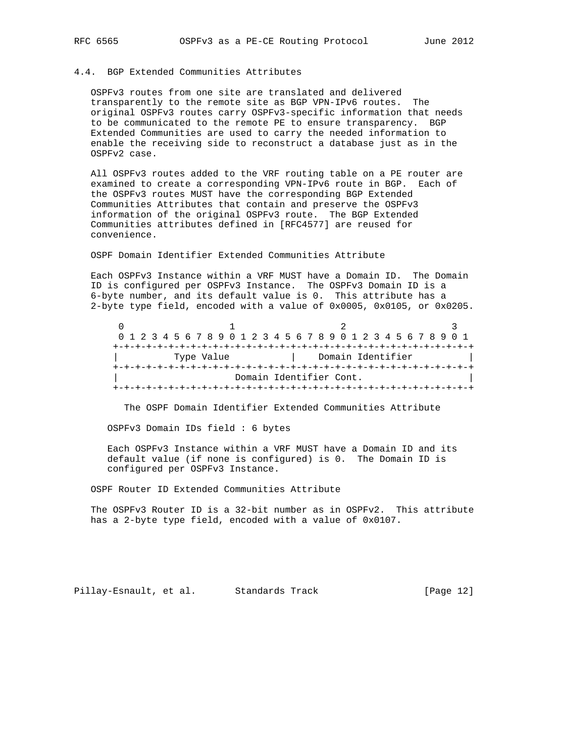### 4.4. BGP Extended Communities Attributes

OSPFv3 routes from one site are translated and delivered transparently to the remote site as BGP VPN-IPv6 routes. The original OSPFv3 routes carry OSPFv3-specific information that needs to be communicated to the remote PE to ensure transparency. BGP Extended Communities are used to carry the needed information to enable the receiving side to reconstruct a database just as in the OSPFv2 case.

All OSPFv3 routes added to the VRF routing table on a PE router are examined to create a corresponding VPN-IPv6 route in BGP. Each of the OSPFv3 routes MUST have the corresponding BGP Extended Communities Attributes that contain and preserve the OSPFv3 information of the original OSPFv3 route. The BGP Extended Communities attributes defined in [RFC4577] are reused for convenience.

OSPF Domain Identifier Extended Communities Attribute

Each OSPFv3 Instance within a VRF MUST have a Domain ID. The Domain ID is configured per OSPFv3 Instance. The OSPFv3 Domain ID is a 6-byte number, and its default value is 0. This attribute has a 2-byte type field, encoded with a value of 0x0005, 0x0105, or 0x0205.

```
 0                   1                   2                   3
 0 1 2 3 4 5 6 7 8 9 0 1 2 3 4 5 6 7 8 9 0 1 2 3 4 5 6 7 8 9 0 1
+-+-+-+-+-+-+-+-+-+-+-+-+-+-+-+-+-+-+-+-+-+-+-+-+-+-+-+-+-+-+-+-+
|          Type Value           |    Domain Identifier          |
+-+-+-+-+-+-+-+-+-+-+-+-+-+-+-+-+-+-+-+-+-+-+-+-+-+-+-+-+-+-+-+-+
|                     Domain Identifier Cont.                   |
+-+-+-+-+-+-+-+-+-+-+-+-+-+-+-+-+-+-+-+-+-+-+-+-+-+-+-+-+-+-+-+-+
```

The OSPF Domain Identifier Extended Communities Attribute

OSPFv3 Domain IDs field : 6 bytes

Each OSPFv3 Instance within a VRF MUST have a Domain ID and its default value (if none is configured) is 0. The Domain ID is configured per OSPFv3 Instance.

OSPF Router ID Extended Communities Attribute

The OSPFv3 Router ID is a 32-bit number as in OSPFv2. This attribute has a 2-byte type field, encoded with a value of 0x0107.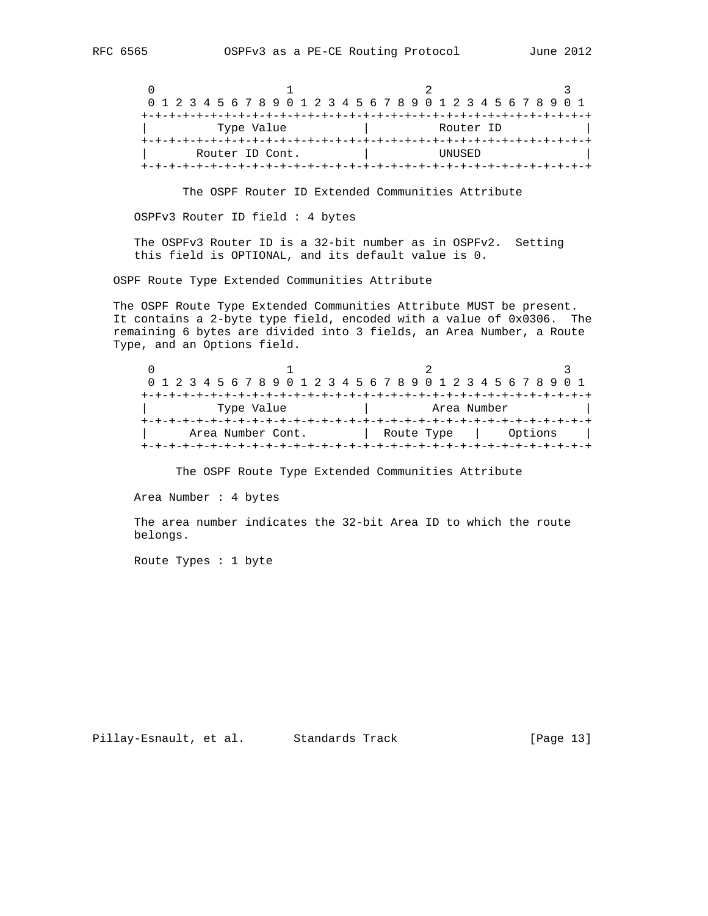```
    0                   1                   2                   3
    0 1 2 3 4 5 6 7 8 9 0 1 2 3 4 5 6 7 8 9 0 1 2 3 4 5 6 7 8 9 0 1
   +-+-+-+-+-+-+-+-+-+-+-+-+-+-+-+-+-+-+-+-+-+-+-+-+-+-+-+-+-+-+-+-+
   |          Type Value           |          Router ID            |
   +-+-+-+-+-+-+-+-+-+-+-+-+-+-+-+-+-+-+-+-+-+-+-+-+-+-+-+-+-+-+-+-+
   |       Router ID Cont.         |          UNUSED               |
   +-+-+-+-+-+-+-+-+-+-+-+-+-+-+-+-+-+-+-+-+-+-+-+-+-+-+-+-+-+-+-+-+
```

The OSPF Router ID Extended Communities Attribute

OSPFv3 Router ID field : 4 bytes

The OSPFv3 Router ID is a 32-bit number as in OSPFv2. Setting this field is OPTIONAL, and its default value is 0.

OSPF Route Type Extended Communities Attribute

The OSPF Route Type Extended Communities Attribute MUST be present. It contains a 2-byte type field, encoded with a value of 0x0306. The remaining 6 bytes are divided into 3 fields, an Area Number, a Route Type, and an Options field.

```
    0                   1                   2                   3
    0 1 2 3 4 5 6 7 8 9 0 1 2 3 4 5 6 7 8 9 0 1 2 3 4 5 6 7 8 9 0 1
   +-+-+-+-+-+-+-+-+-+-+-+-+-+-+-+-+-+-+-+-+-+-+-+-+-+-+-+-+-+-+-+-+
   |          Type Value           |         Area Number           |
   +-+-+-+-+-+-+-+-+-+-+-+-+-+-+-+-+-+-+-+-+-+-+-+-+-+-+-+-+-+-+-+-+
   |      Area Number Cont.        |  Route Type   |    Options    |
   +-+-+-+-+-+-+-+-+-+-+-+-+-+-+-+-+-+-+-+-+-+-+-+-+-+-+-+-+-+-+-+-+
```

The OSPF Route Type Extended Communities Attribute

Area Number : 4 bytes

The area number indicates the 32-bit Area ID to which the route belongs.

Route Types : 1 byte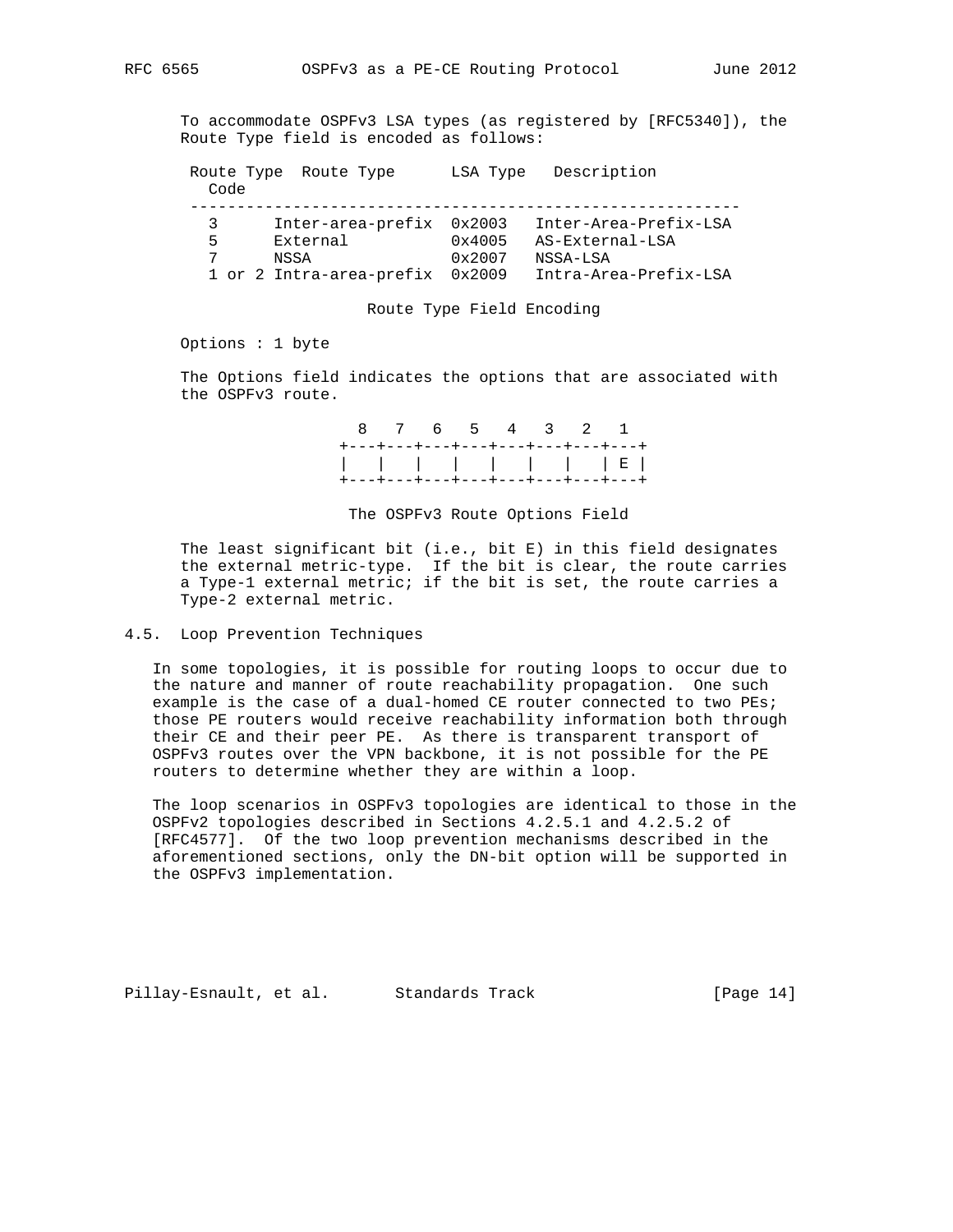To accommodate OSPFv3 LSA types (as registered by [RFC5340]), the Route Type field is encoded as follows:

| Route Type Code | Route Type | LSA Type | Description |
|---|---|---|---|
| 3 | Inter-area-prefix | 0x2003 | Inter-Area-Prefix-LSA |
| 5 | External | 0x4005 | AS-External-LSA |
| 7 | NSSA | 0x2007 | NSSA-LSA |
| 1 or 2 | Intra-area-prefix | 0x2009 | Intra-Area-Prefix-LSA |

Route Type Field Encoding

Options : 1 byte

The Options field indicates the options that are associated with the OSPFv3 route.

```
  8   7   6   5   4   3   2   1
+---+---+---+---+---+---+---+---+
|   |   |   |   |   |   |   | E |
+---+---+---+---+---+---+---+---+
```

The OSPFv3 Route Options Field

The least significant bit (i.e., bit E) in this field designates the external metric-type. If the bit is clear, the route carries a Type-1 external metric; if the bit is set, the route carries a Type-2 external metric.

### 4.5. Loop Prevention Techniques

In some topologies, it is possible for routing loops to occur due to the nature and manner of route reachability propagation. One such example is the case of a dual-homed CE router connected to two PEs; those PE routers would receive reachability information both through their CE and their peer PE. As there is transparent transport of OSPFv3 routes over the VPN backbone, it is not possible for the PE routers to determine whether they are within a loop.

The loop scenarios in OSPFv3 topologies are identical to those in the OSPFv2 topologies described in Sections 4.2.5.1 and 4.2.5.2 of [RFC4577]. Of the two loop prevention mechanisms described in the aforementioned sections, only the DN-bit option will be supported in the OSPFv3 implementation.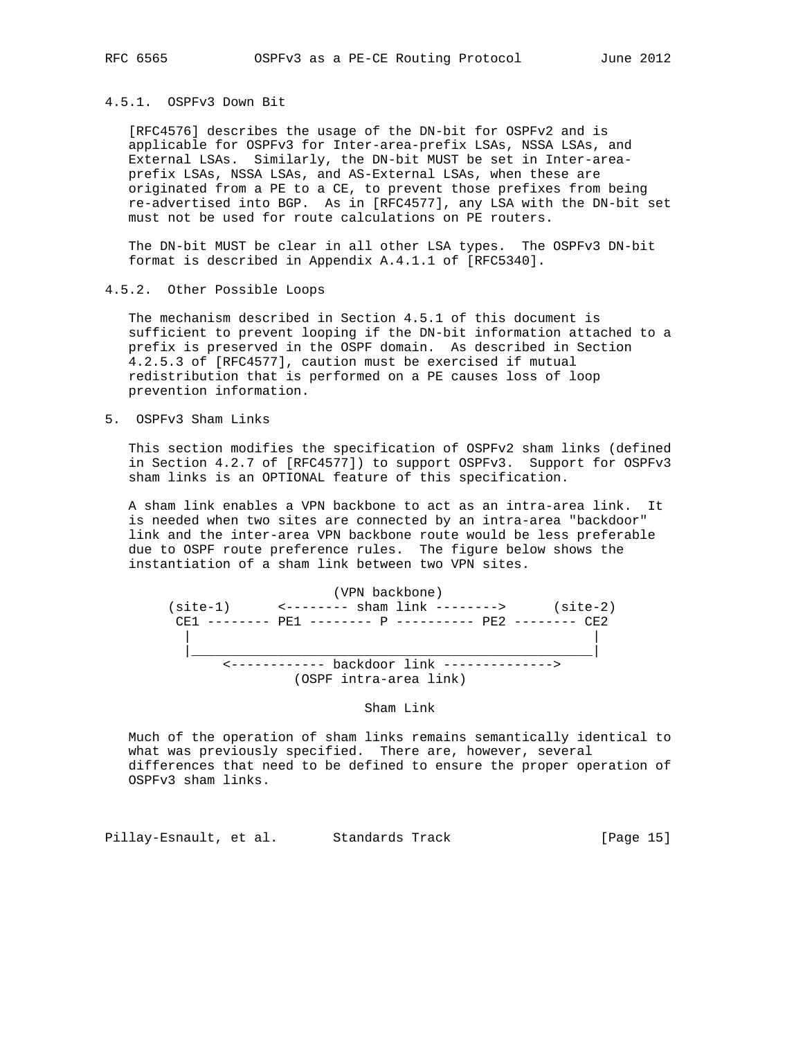### 4.5.1. OSPFv3 Down Bit

[RFC4576] describes the usage of the DN-bit for OSPFv2 and is applicable for OSPFv3 for Inter-area-prefix LSAs, NSSA LSAs, and External LSAs. Similarly, the DN-bit MUST be set in Inter-area-prefix LSAs, NSSA LSAs, and AS-External LSAs, when these are originated from a PE to a CE, to prevent those prefixes from being re-advertised into BGP. As in [RFC4577], any LSA with the DN-bit set must not be used for route calculations on PE routers.

The DN-bit MUST be clear in all other LSA types. The OSPFv3 DN-bit format is described in Appendix A.4.1.1 of [RFC5340].

### 4.5.2. Other Possible Loops

The mechanism described in Section 4.5.1 of this document is sufficient to prevent looping if the DN-bit information attached to a prefix is preserved in the OSPF domain. As described in Section 4.2.5.3 of [RFC4577], caution must be exercised if mutual redistribution that is performed on a PE causes loss of loop prevention information.

## 5. OSPFv3 Sham Links

This section modifies the specification of OSPFv2 sham links (defined in Section 4.2.7 of [RFC4577]) to support OSPFv3. Support for OSPFv3 sham links is an OPTIONAL feature of this specification.

A sham link enables a VPN backbone to act as an intra-area link. It is needed when two sites are connected by an intra-area "backdoor" link and the inter-area VPN backbone route would be less preferable due to OSPF route preference rules. The figure below shows the instantiation of a sham link between two VPN sites.

```
                        (VPN backbone)
   (site-1)      <-------- sham link -------->      (site-2)
    CE1 -------- PE1 -------- P ---------- PE2 -------- CE2
     |                                                   |
     |___________________________________________________|
          <------------ backdoor link -------------->
                     (OSPF intra-area link)

                              Sham Link
```

Much of the operation of sham links remains semantically identical to what was previously specified. There are, however, several differences that need to be defined to ensure the proper operation of OSPFv3 sham links.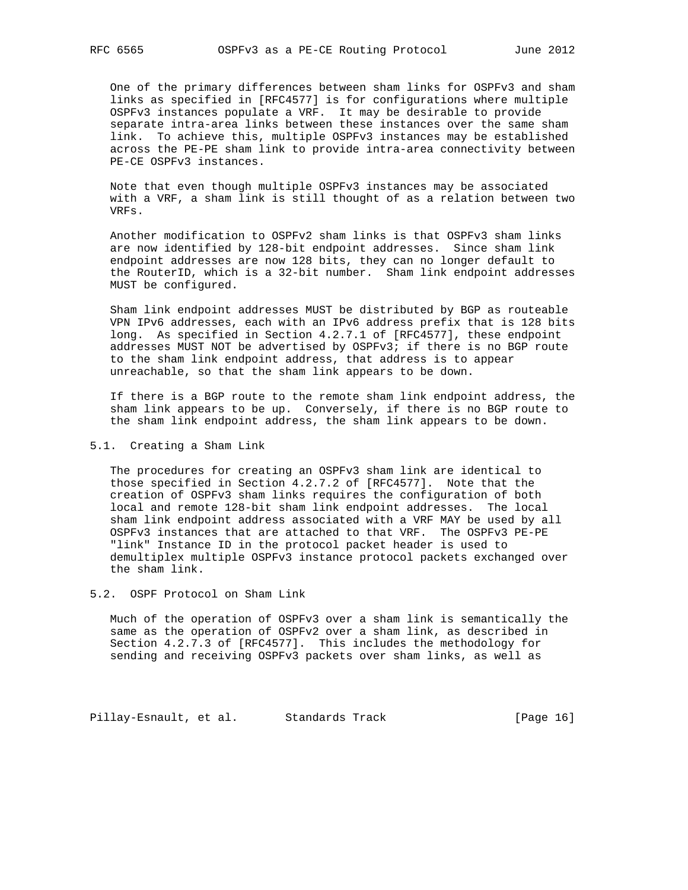One of the primary differences between sham links for OSPFv3 and sham links as specified in [RFC4577] is for configurations where multiple OSPFv3 instances populate a VRF. It may be desirable to provide separate intra-area links between these instances over the same sham link. To achieve this, multiple OSPFv3 instances may be established across the PE-PE sham link to provide intra-area connectivity between PE-CE OSPFv3 instances.

Note that even though multiple OSPFv3 instances may be associated with a VRF, a sham link is still thought of as a relation between two VRFs.

Another modification to OSPFv2 sham links is that OSPFv3 sham links are now identified by 128-bit endpoint addresses. Since sham link endpoint addresses are now 128 bits, they can no longer default to the RouterID, which is a 32-bit number. Sham link endpoint addresses MUST be configured.

Sham link endpoint addresses MUST be distributed by BGP as routeable VPN IPv6 addresses, each with an IPv6 address prefix that is 128 bits long. As specified in Section 4.2.7.1 of [RFC4577], these endpoint addresses MUST NOT be advertised by OSPFv3; if there is no BGP route to the sham link endpoint address, that address is to appear unreachable, so that the sham link appears to be down.

If there is a BGP route to the remote sham link endpoint address, the sham link appears to be up. Conversely, if there is no BGP route to the sham link endpoint address, the sham link appears to be down.

## 5.1. Creating a Sham Link

The procedures for creating an OSPFv3 sham link are identical to those specified in Section 4.2.7.2 of [RFC4577]. Note that the creation of OSPFv3 sham links requires the configuration of both local and remote 128-bit sham link endpoint addresses. The local sham link endpoint address associated with a VRF MAY be used by all OSPFv3 instances that are attached to that VRF. The OSPFv3 PE-PE "link" Instance ID in the protocol packet header is used to demultiplex multiple OSPFv3 instance protocol packets exchanged over the sham link.

## 5.2. OSPF Protocol on Sham Link

Much of the operation of OSPFv3 over a sham link is semantically the same as the operation of OSPFv2 over a sham link, as described in Section 4.2.7.3 of [RFC4577]. This includes the methodology for sending and receiving OSPFv3 packets over sham links, as well as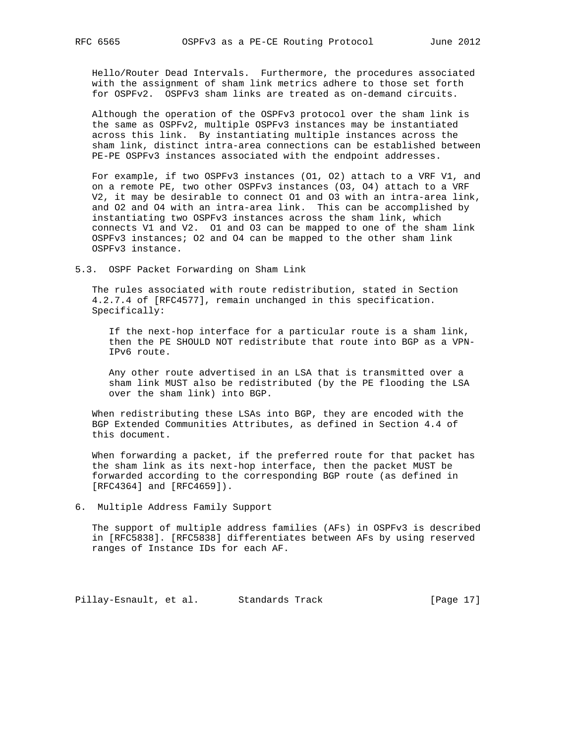Hello/Router Dead Intervals. Furthermore, the procedures associated with the assignment of sham link metrics adhere to those set forth for OSPFv2. OSPFv3 sham links are treated as on-demand circuits.

Although the operation of the OSPFv3 protocol over the sham link is the same as OSPFv2, multiple OSPFv3 instances may be instantiated across this link. By instantiating multiple instances across the sham link, distinct intra-area connections can be established between PE-PE OSPFv3 instances associated with the endpoint addresses.

For example, if two OSPFv3 instances (O1, O2) attach to a VRF V1, and on a remote PE, two other OSPFv3 instances (O3, O4) attach to a VRF V2, it may be desirable to connect O1 and O3 with an intra-area link, and O2 and O4 with an intra-area link. This can be accomplished by instantiating two OSPFv3 instances across the sham link, which connects V1 and V2. O1 and O3 can be mapped to one of the sham link OSPFv3 instances; O2 and O4 can be mapped to the other sham link OSPFv3 instance.

### 5.3. OSPF Packet Forwarding on Sham Link

The rules associated with route redistribution, stated in Section 4.2.7.4 of [RFC4577], remain unchanged in this specification. Specifically:

> If the next-hop interface for a particular route is a sham link, then the PE SHOULD NOT redistribute that route into BGP as a VPN-IPv6 route.
>
> Any other route advertised in an LSA that is transmitted over a sham link MUST also be redistributed (by the PE flooding the LSA over the sham link) into BGP.

When redistributing these LSAs into BGP, they are encoded with the BGP Extended Communities Attributes, as defined in Section 4.4 of this document.

When forwarding a packet, if the preferred route for that packet has the sham link as its next-hop interface, then the packet MUST be forwarded according to the corresponding BGP route (as defined in [RFC4364] and [RFC4659]).

## 6. Multiple Address Family Support

The support of multiple address families (AFs) in OSPFv3 is described in [RFC5838]. [RFC5838] differentiates between AFs by using reserved ranges of Instance IDs for each AF.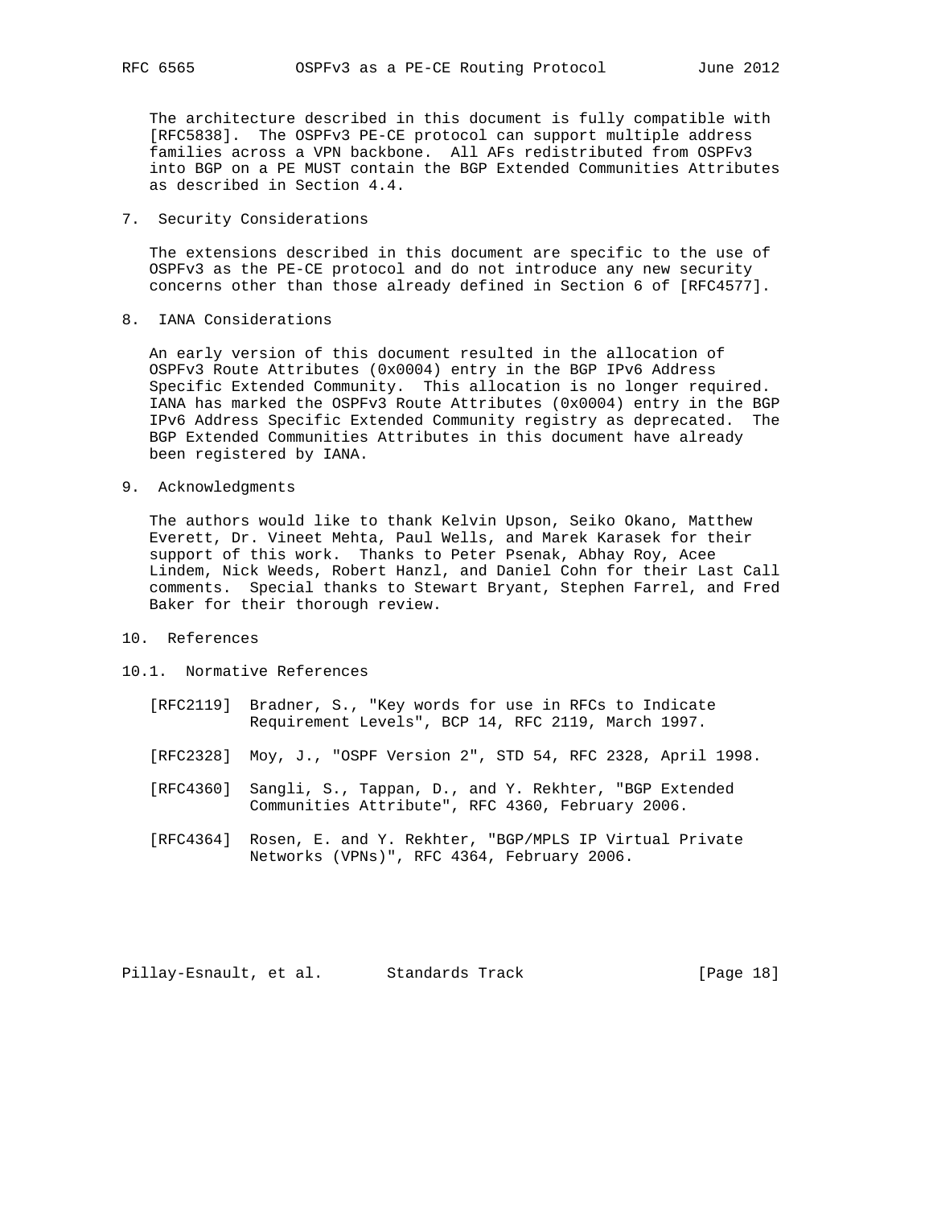The architecture described in this document is fully compatible with [RFC5838]. The OSPFv3 PE-CE protocol can support multiple address families across a VPN backbone. All AFs redistributed from OSPFv3 into BGP on a PE MUST contain the BGP Extended Communities Attributes as described in Section 4.4.

## 7. Security Considerations

The extensions described in this document are specific to the use of OSPFv3 as the PE-CE protocol and do not introduce any new security concerns other than those already defined in Section 6 of [RFC4577].

## 8. IANA Considerations

An early version of this document resulted in the allocation of OSPFv3 Route Attributes (0x0004) entry in the BGP IPv6 Address Specific Extended Community. This allocation is no longer required. IANA has marked the OSPFv3 Route Attributes (0x0004) entry in the BGP IPv6 Address Specific Extended Community registry as deprecated. The BGP Extended Communities Attributes in this document have already been registered by IANA.

## 9. Acknowledgments

The authors would like to thank Kelvin Upson, Seiko Okano, Matthew Everett, Dr. Vineet Mehta, Paul Wells, and Marek Karasek for their support of this work. Thanks to Peter Psenak, Abhay Roy, Acee Lindem, Nick Weeds, Robert Hanzl, and Daniel Cohn for their Last Call comments. Special thanks to Stewart Bryant, Stephen Farrel, and Fred Baker for their thorough review.

## 10. References

### 10.1. Normative References

[RFC2119] Bradner, S., "Key words for use in RFCs to Indicate Requirement Levels", BCP 14, RFC 2119, March 1997.

[RFC2328] Moy, J., "OSPF Version 2", STD 54, RFC 2328, April 1998.

[RFC4360] Sangli, S., Tappan, D., and Y. Rekhter, "BGP Extended Communities Attribute", RFC 4360, February 2006.

[RFC4364] Rosen, E. and Y. Rekhter, "BGP/MPLS IP Virtual Private Networks (VPNs)", RFC 4364, February 2006.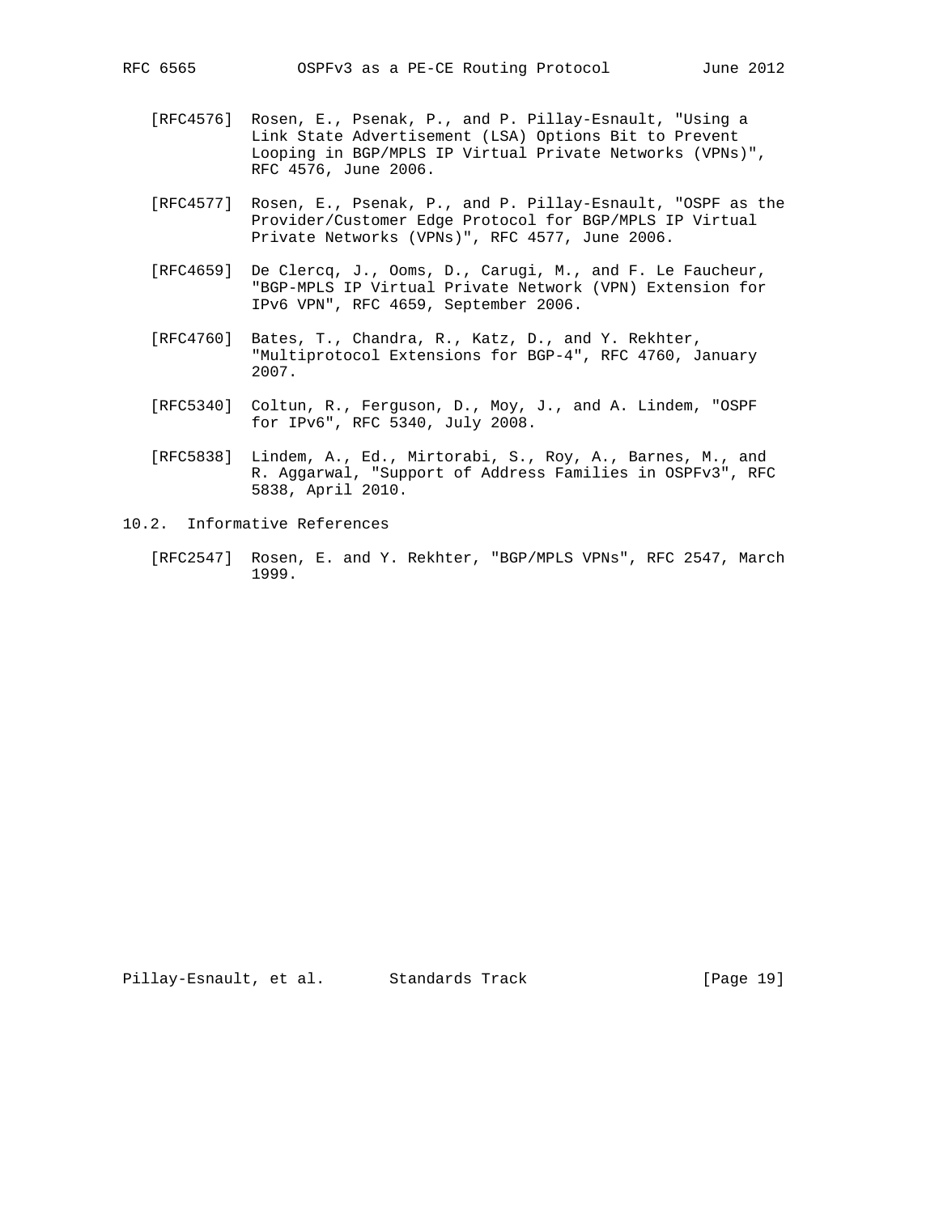[RFC4576] Rosen, E., Psenak, P., and P. Pillay-Esnault, "Using a Link State Advertisement (LSA) Options Bit to Prevent Looping in BGP/MPLS IP Virtual Private Networks (VPNs)", RFC 4576, June 2006.

[RFC4577] Rosen, E., Psenak, P., and P. Pillay-Esnault, "OSPF as the Provider/Customer Edge Protocol for BGP/MPLS IP Virtual Private Networks (VPNs)", RFC 4577, June 2006.

[RFC4659] De Clercq, J., Ooms, D., Carugi, M., and F. Le Faucheur, "BGP-MPLS IP Virtual Private Network (VPN) Extension for IPv6 VPN", RFC 4659, September 2006.

[RFC4760] Bates, T., Chandra, R., Katz, D., and Y. Rekhter, "Multiprotocol Extensions for BGP-4", RFC 4760, January 2007.

[RFC5340] Coltun, R., Ferguson, D., Moy, J., and A. Lindem, "OSPF for IPv6", RFC 5340, July 2008.

[RFC5838] Lindem, A., Ed., Mirtorabi, S., Roy, A., Barnes, M., and R. Aggarwal, "Support of Address Families in OSPFv3", RFC 5838, April 2010.

## 10.2. Informative References

[RFC2547] Rosen, E. and Y. Rekhter, "BGP/MPLS VPNs", RFC 2547, March 1999.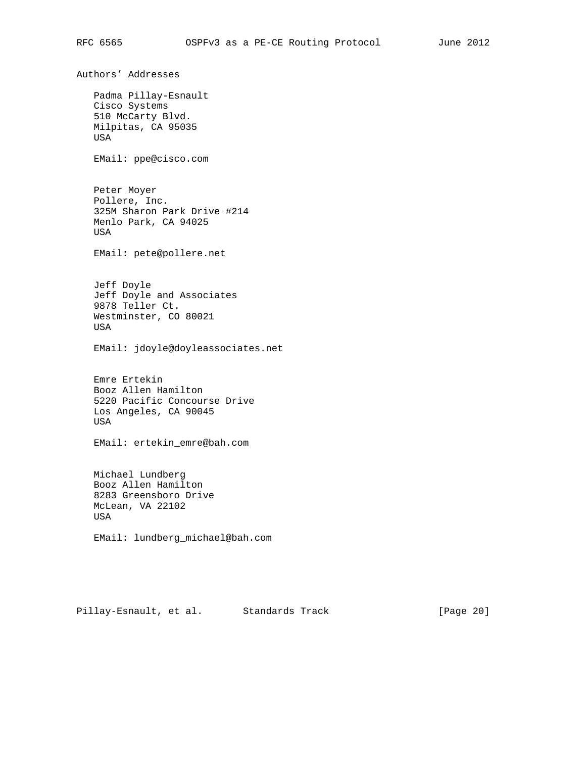## Authors' Addresses

Padma Pillay-Esnault
Cisco Systems
510 McCarty Blvd.
Milpitas, CA 95035
USA

EMail: ppe@cisco.com

Peter Moyer
Pollere, Inc.
325M Sharon Park Drive #214
Menlo Park, CA 94025
USA

EMail: pete@pollere.net

Jeff Doyle
Jeff Doyle and Associates
9878 Teller Ct.
Westminster, CO 80021
USA

EMail: jdoyle@doyleassociates.net

Emre Ertekin
Booz Allen Hamilton
5220 Pacific Concourse Drive
Los Angeles, CA 90045
USA

EMail: ertekin_emre@bah.com

Michael Lundberg
Booz Allen Hamilton
8283 Greensboro Drive
McLean, VA 22102
USA

EMail: lundberg_michael@bah.com